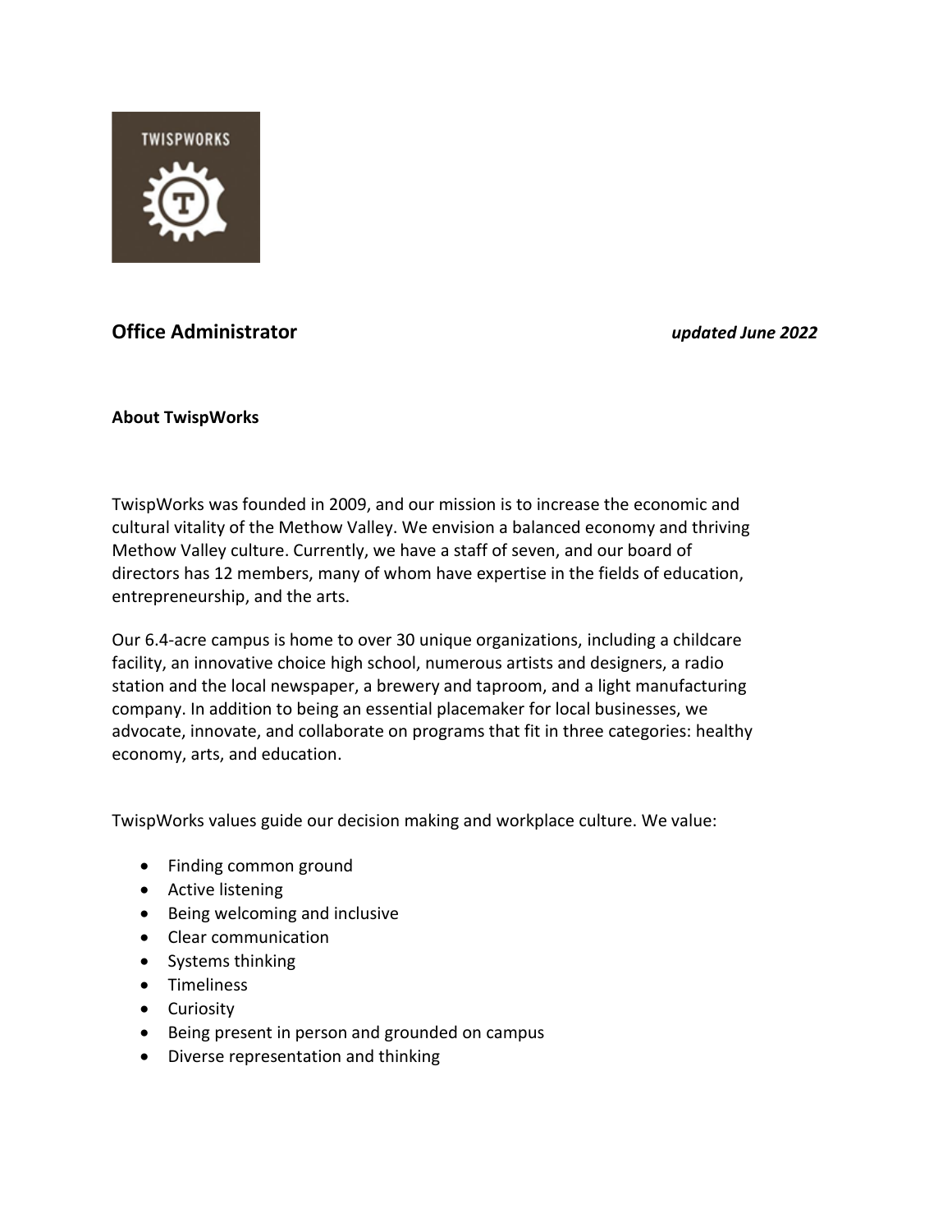# Office Administrator

***updated June 2022***

**About TwispWorks**

TwispWorks was founded in 2009, and our mission is to increase the economic and cultural vitality of the Methow Valley. We envision a balanced economy and thriving Methow Valley culture. Currently, we have a staff of seven, and our board of directors has 12 members, many of whom have expertise in the fields of education, entrepreneurship, and the arts.

Our 6.4-acre campus is home to over 30 unique organizations, including a childcare facility, an innovative choice high school, numerous artists and designers, a radio station and the local newspaper, a brewery and taproom, and a light manufacturing company. In addition to being an essential placemaker for local businesses, we advocate, innovate, and collaborate on programs that fit in three categories: healthy economy, arts, and education.

TwispWorks values guide our decision making and workplace culture. We value:

- Finding common ground
- Active listening
- Being welcoming and inclusive
- Clear communication
- Systems thinking
- Timeliness
- Curiosity
- Being present in person and grounded on campus
- Diverse representation and thinking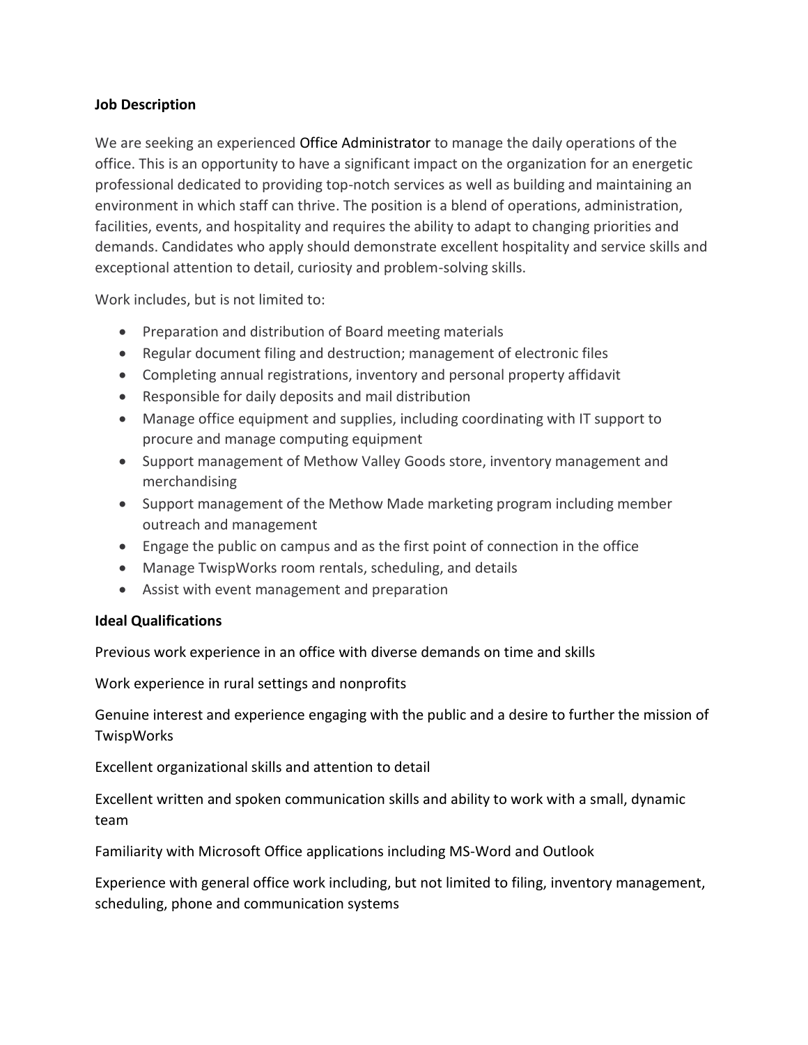**Job Description**

We are seeking an experienced Office Administrator to manage the daily operations of the office. This is an opportunity to have a significant impact on the organization for an energetic professional dedicated to providing top-notch services as well as building and maintaining an environment in which staff can thrive. The position is a blend of operations, administration, facilities, events, and hospitality and requires the ability to adapt to changing priorities and demands. Candidates who apply should demonstrate excellent hospitality and service skills and exceptional attention to detail, curiosity and problem-solving skills.

Work includes, but is not limited to:

- Preparation and distribution of Board meeting materials
- Regular document filing and destruction; management of electronic files
- Completing annual registrations, inventory and personal property affidavit
- Responsible for daily deposits and mail distribution
- Manage office equipment and supplies, including coordinating with IT support to procure and manage computing equipment
- Support management of Methow Valley Goods store, inventory management and merchandising
- Support management of the Methow Made marketing program including member outreach and management
- Engage the public on campus and as the first point of connection in the office
- Manage TwispWorks room rentals, scheduling, and details
- Assist with event management and preparation

**Ideal Qualifications**

Previous work experience in an office with diverse demands on time and skills

Work experience in rural settings and nonprofits

Genuine interest and experience engaging with the public and a desire to further the mission of TwispWorks

Excellent organizational skills and attention to detail

Excellent written and spoken communication skills and ability to work with a small, dynamic team

Familiarity with Microsoft Office applications including MS-Word and Outlook

Experience with general office work including, but not limited to filing, inventory management, scheduling, phone and communication systems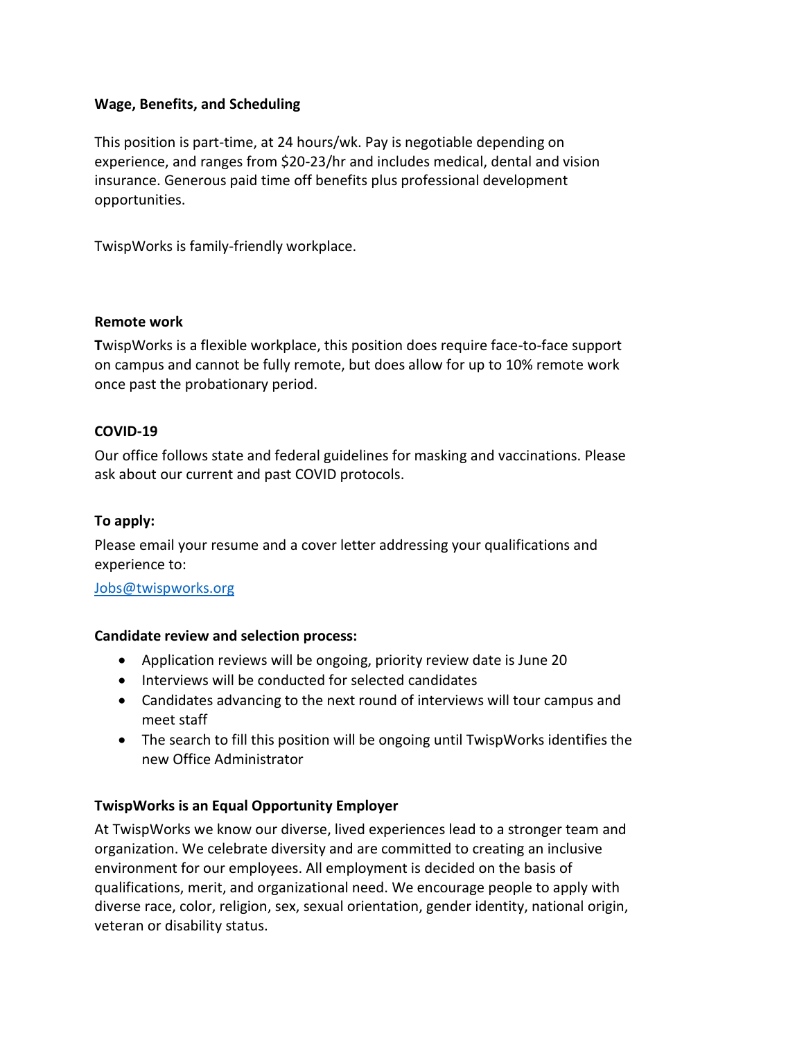**Wage, Benefits, and Scheduling**

This position is part-time, at 24 hours/wk. Pay is negotiable depending on experience, and ranges from $20-23/hr and includes medical, dental and vision insurance. Generous paid time off benefits plus professional development opportunities.

TwispWorks is family-friendly workplace.

**Remote work**

**T**wispWorks is a flexible workplace, this position does require face-to-face support on campus and cannot be fully remote, but does allow for up to 10% remote work once past the probationary period.

**COVID-19**

Our office follows state and federal guidelines for masking and vaccinations. Please ask about our current and past COVID protocols.

**To apply:**

Please email your resume and a cover letter addressing your qualifications and experience to:

[Jobs@twispworks.org](mailto:Jobs@twispworks.org)

**Candidate review and selection process:**

- Application reviews will be ongoing, priority review date is June 20
- Interviews will be conducted for selected candidates
- Candidates advancing to the next round of interviews will tour campus and meet staff
- The search to fill this position will be ongoing until TwispWorks identifies the new Office Administrator

**TwispWorks is an Equal Opportunity Employer**

At TwispWorks we know our diverse, lived experiences lead to a stronger team and organization. We celebrate diversity and are committed to creating an inclusive environment for our employees. All employment is decided on the basis of qualifications, merit, and organizational need. We encourage people to apply with diverse race, color, religion, sex, sexual orientation, gender identity, national origin, veteran or disability status.